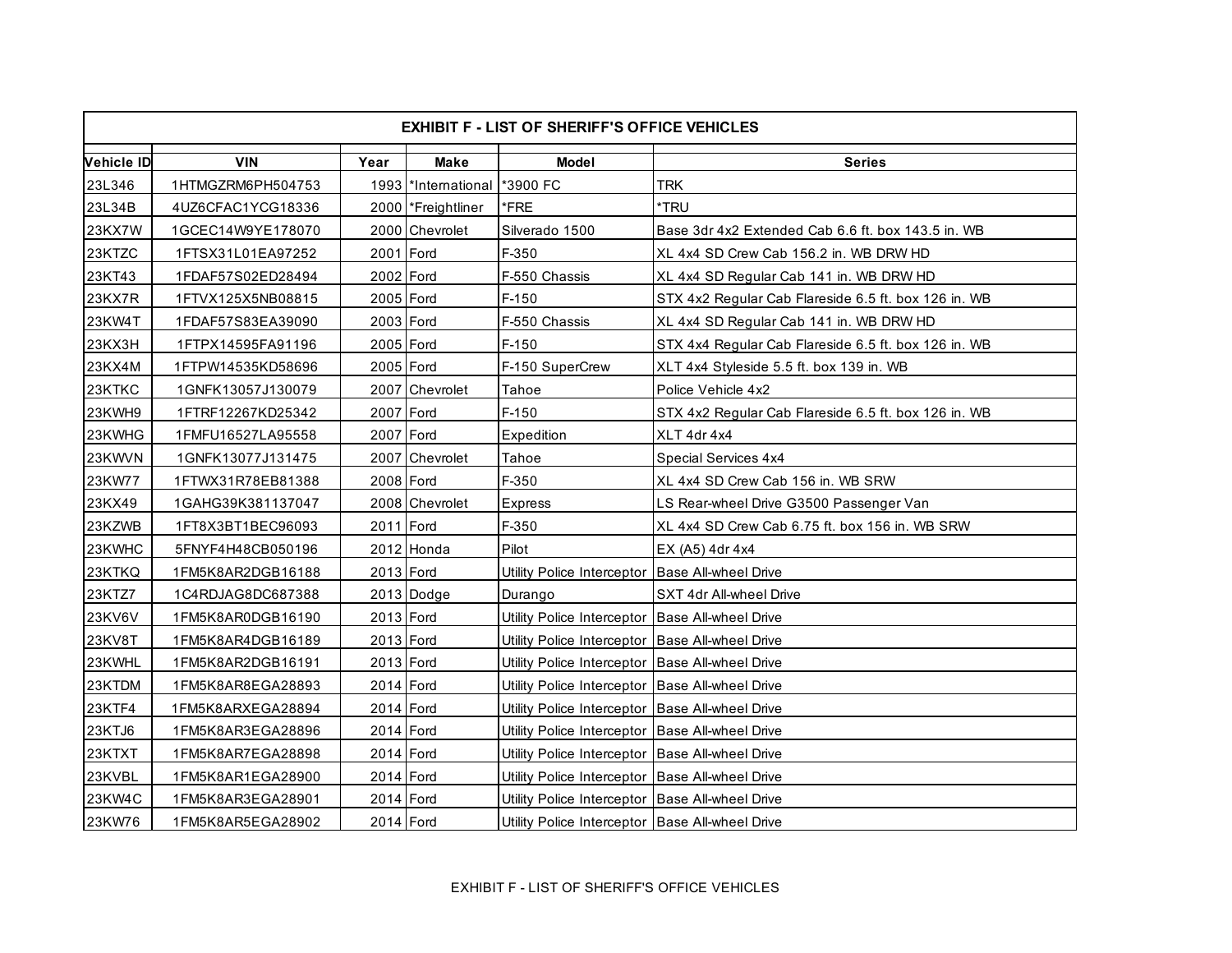| EXHIBIT F - LIST OF SHERIFF'S OFFICE VEHICLES | | | | | |
|---|---|---|---|---|---|
| **Vehicle ID** | **VIN** | **Year** | **Make** | **Model** | **Series** |
| 23L346 | 1HTMGZRM6PH504753 | 1993 | *International | *3900 FC | TRK |
| 23L34B | 4UZ6CFAC1YCG18336 | 2000 | *Freightliner | *FRE | *TRU |
| 23KX7W | 1GCEC14W9YE178070 | 2000 | Chevrolet | Silverado 1500 | Base 3dr 4x2 Extended Cab 6.6 ft. box 143.5 in. WB |
| 23KTZC | 1FTSX31L01EA97252 | 2001 | Ford | F-350 | XL 4x4 SD Crew Cab 156.2 in. WB DRW HD |
| 23KT43 | 1FDAF57S02ED28494 | 2002 | Ford | F-550 Chassis | XL 4x4 SD Regular Cab 141 in. WB DRW HD |
| 23KX7R | 1FTVX125X5NB08815 | 2005 | Ford | F-150 | STX 4x2 Regular Cab Flareside 6.5 ft. box 126 in. WB |
| 23KW4T | 1FDAF57S83EA39090 | 2003 | Ford | F-550 Chassis | XL 4x4 SD Regular Cab 141 in. WB DRW HD |
| 23KX3H | 1FTPX14595FA91196 | 2005 | Ford | F-150 | STX 4x4 Regular Cab Flareside 6.5 ft. box 126 in. WB |
| 23KX4M | 1FTPW14535KD58696 | 2005 | Ford | F-150 SuperCrew | XLT 4x4 Styleside 5.5 ft. box 139 in. WB |
| 23KTKC | 1GNFK13057J130079 | 2007 | Chevrolet | Tahoe | Police Vehicle 4x2 |
| 23KWH9 | 1FTRF12267KD25342 | 2007 | Ford | F-150 | STX 4x2 Regular Cab Flareside 6.5 ft. box 126 in. WB |
| 23KWHG | 1FMFU16527LA95558 | 2007 | Ford | Expedition | XLT 4dr 4x4 |
| 23KWVN | 1GNFK13077J131475 | 2007 | Chevrolet | Tahoe | Special Services 4x4 |
| 23KW77 | 1FTWX31R78EB81388 | 2008 | Ford | F-350 | XL 4x4 SD Crew Cab 156 in. WB SRW |
| 23KX49 | 1GAHG39K381137047 | 2008 | Chevrolet | Express | LS Rear-wheel Drive G3500 Passenger Van |
| 23KZWB | 1FT8X3BT1BEC96093 | 2011 | Ford | F-350 | XL 4x4 SD Crew Cab 6.75 ft. box 156 in. WB SRW |
| 23KWHC | 5FNYF4H48CB050196 | 2012 | Honda | Pilot | EX (A5) 4dr 4x4 |
| 23KTKQ | 1FM5K8AR2DGB16188 | 2013 | Ford | Utility Police Interceptor | Base All-wheel Drive |
| 23KTZ7 | 1C4RDJAG8DC687388 | 2013 | Dodge | Durango | SXT 4dr All-wheel Drive |
| 23KV6V | 1FM5K8AR0DGB16190 | 2013 | Ford | Utility Police Interceptor | Base All-wheel Drive |
| 23KV8T | 1FM5K8AR4DGB16189 | 2013 | Ford | Utility Police Interceptor | Base All-wheel Drive |
| 23KWHL | 1FM5K8AR2DGB16191 | 2013 | Ford | Utility Police Interceptor | Base All-wheel Drive |
| 23KTDM | 1FM5K8AR8EGA28893 | 2014 | Ford | Utility Police Interceptor | Base All-wheel Drive |
| 23KTF4 | 1FM5K8ARXEGA28894 | 2014 | Ford | Utility Police Interceptor | Base All-wheel Drive |
| 23KTJ6 | 1FM5K8AR3EGA28896 | 2014 | Ford | Utility Police Interceptor | Base All-wheel Drive |
| 23KTXT | 1FM5K8AR7EGA28898 | 2014 | Ford | Utility Police Interceptor | Base All-wheel Drive |
| 23KVBL | 1FM5K8AR1EGA28900 | 2014 | Ford | Utility Police Interceptor | Base All-wheel Drive |
| 23KW4C | 1FM5K8AR3EGA28901 | 2014 | Ford | Utility Police Interceptor | Base All-wheel Drive |
| 23KW76 | 1FM5K8AR5EGA28902 | 2014 | Ford | Utility Police Interceptor | Base All-wheel Drive |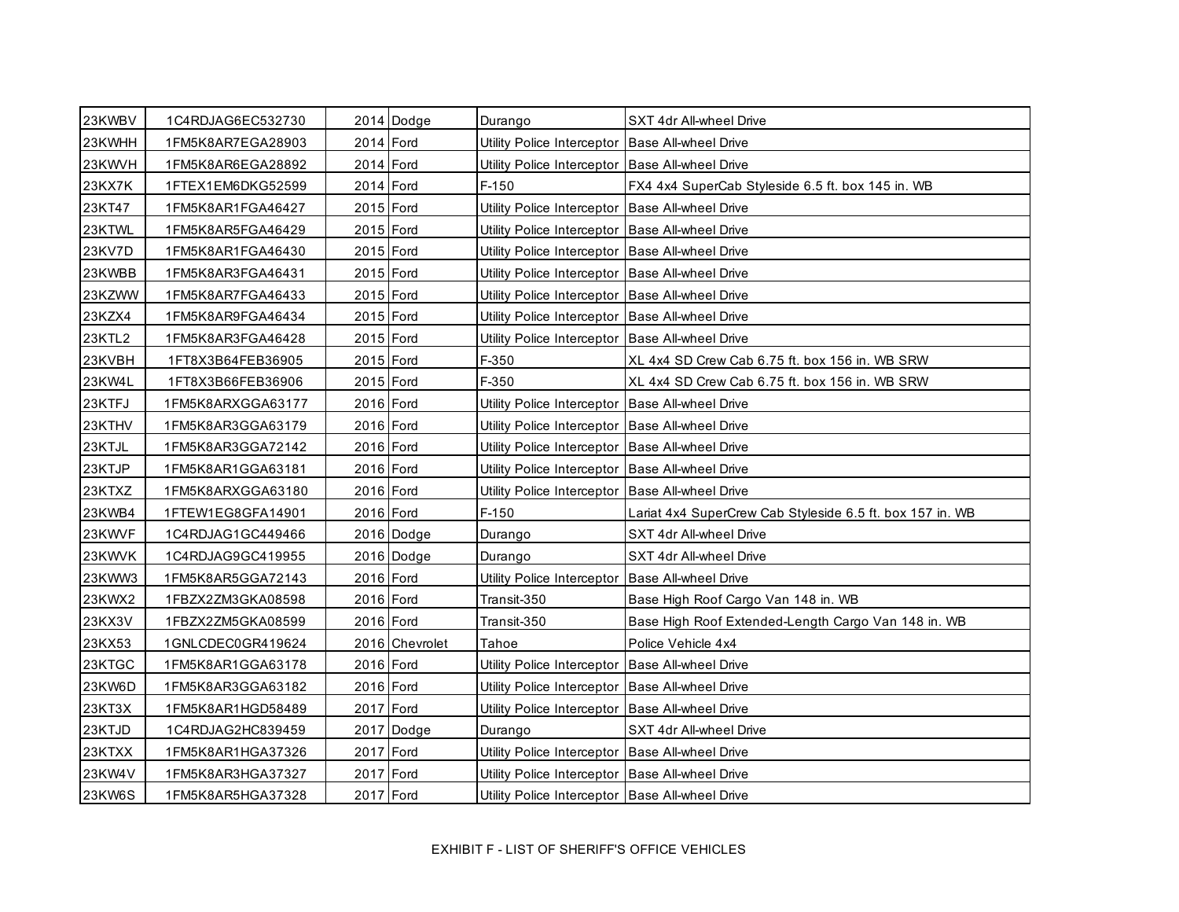| | | | | | |
|---|---|---|---|---|---|
| 23KWBV | 1C4RDJAG6EC532730 | 2014 | Dodge | Durango | SXT 4dr All-wheel Drive |
| 23KWHH | 1FM5K8AR7EGA28903 | 2014 | Ford | Utility Police Interceptor | Base All-wheel Drive |
| 23KWVH | 1FM5K8AR6EGA28892 | 2014 | Ford | Utility Police Interceptor | Base All-wheel Drive |
| 23KX7K | 1FTEX1EM6DKG52599 | 2014 | Ford | F-150 | FX4 4x4 SuperCab Styleside 6.5 ft. box 145 in. WB |
| 23KT47 | 1FM5K8AR1FGA46427 | 2015 | Ford | Utility Police Interceptor | Base All-wheel Drive |
| 23KTWL | 1FM5K8AR5FGA46429 | 2015 | Ford | Utility Police Interceptor | Base All-wheel Drive |
| 23KV7D | 1FM5K8AR1FGA46430 | 2015 | Ford | Utility Police Interceptor | Base All-wheel Drive |
| 23KWBB | 1FM5K8AR3FGA46431 | 2015 | Ford | Utility Police Interceptor | Base All-wheel Drive |
| 23KZWW | 1FM5K8AR7FGA46433 | 2015 | Ford | Utility Police Interceptor | Base All-wheel Drive |
| 23KZX4 | 1FM5K8AR9FGA46434 | 2015 | Ford | Utility Police Interceptor | Base All-wheel Drive |
| 23KTL2 | 1FM5K8AR3FGA46428 | 2015 | Ford | Utility Police Interceptor | Base All-wheel Drive |
| 23KVBH | 1FT8X3B64FEB36905 | 2015 | Ford | F-350 | XL 4x4 SD Crew Cab 6.75 ft. box 156 in. WB SRW |
| 23KW4L | 1FT8X3B66FEB36906 | 2015 | Ford | F-350 | XL 4x4 SD Crew Cab 6.75 ft. box 156 in. WB SRW |
| 23KTFJ | 1FM5K8ARXGGA63177 | 2016 | Ford | Utility Police Interceptor | Base All-wheel Drive |
| 23KTHV | 1FM5K8AR3GGA63179 | 2016 | Ford | Utility Police Interceptor | Base All-wheel Drive |
| 23KTJL | 1FM5K8AR3GGA72142 | 2016 | Ford | Utility Police Interceptor | Base All-wheel Drive |
| 23KTJP | 1FM5K8AR1GGA63181 | 2016 | Ford | Utility Police Interceptor | Base All-wheel Drive |
| 23KTXZ | 1FM5K8ARXGGA63180 | 2016 | Ford | Utility Police Interceptor | Base All-wheel Drive |
| 23KWB4 | 1FTEW1EG8GFA14901 | 2016 | Ford | F-150 | Lariat 4x4 SuperCrew Cab Styleside 6.5 ft. box 157 in. WB |
| 23KWVF | 1C4RDJAG1GC449466 | 2016 | Dodge | Durango | SXT 4dr All-wheel Drive |
| 23KWVK | 1C4RDJAG9GC419955 | 2016 | Dodge | Durango | SXT 4dr All-wheel Drive |
| 23KWW3 | 1FM5K8AR5GGA72143 | 2016 | Ford | Utility Police Interceptor | Base All-wheel Drive |
| 23KWX2 | 1FBZX2ZM3GKA08598 | 2016 | Ford | Transit-350 | Base High Roof Cargo Van 148 in. WB |
| 23KX3V | 1FBZX2ZM5GKA08599 | 2016 | Ford | Transit-350 | Base High Roof Extended-Length Cargo Van 148 in. WB |
| 23KX53 | 1GNLCDEC0GR419624 | 2016 | Chevrolet | Tahoe | Police Vehicle 4x4 |
| 23KTGC | 1FM5K8AR1GGA63178 | 2016 | Ford | Utility Police Interceptor | Base All-wheel Drive |
| 23KW6D | 1FM5K8AR3GGA63182 | 2016 | Ford | Utility Police Interceptor | Base All-wheel Drive |
| 23KT3X | 1FM5K8AR1HGD58489 | 2017 | Ford | Utility Police Interceptor | Base All-wheel Drive |
| 23KTJD | 1C4RDJAG2HC839459 | 2017 | Dodge | Durango | SXT 4dr All-wheel Drive |
| 23KTXX | 1FM5K8AR1HGA37326 | 2017 | Ford | Utility Police Interceptor | Base All-wheel Drive |
| 23KW4V | 1FM5K8AR3HGA37327 | 2017 | Ford | Utility Police Interceptor | Base All-wheel Drive |
| 23KW6S | 1FM5K8AR5HGA37328 | 2017 | Ford | Utility Police Interceptor | Base All-wheel Drive |

EXHIBIT F - LIST OF SHERIFF'S OFFICE VEHICLES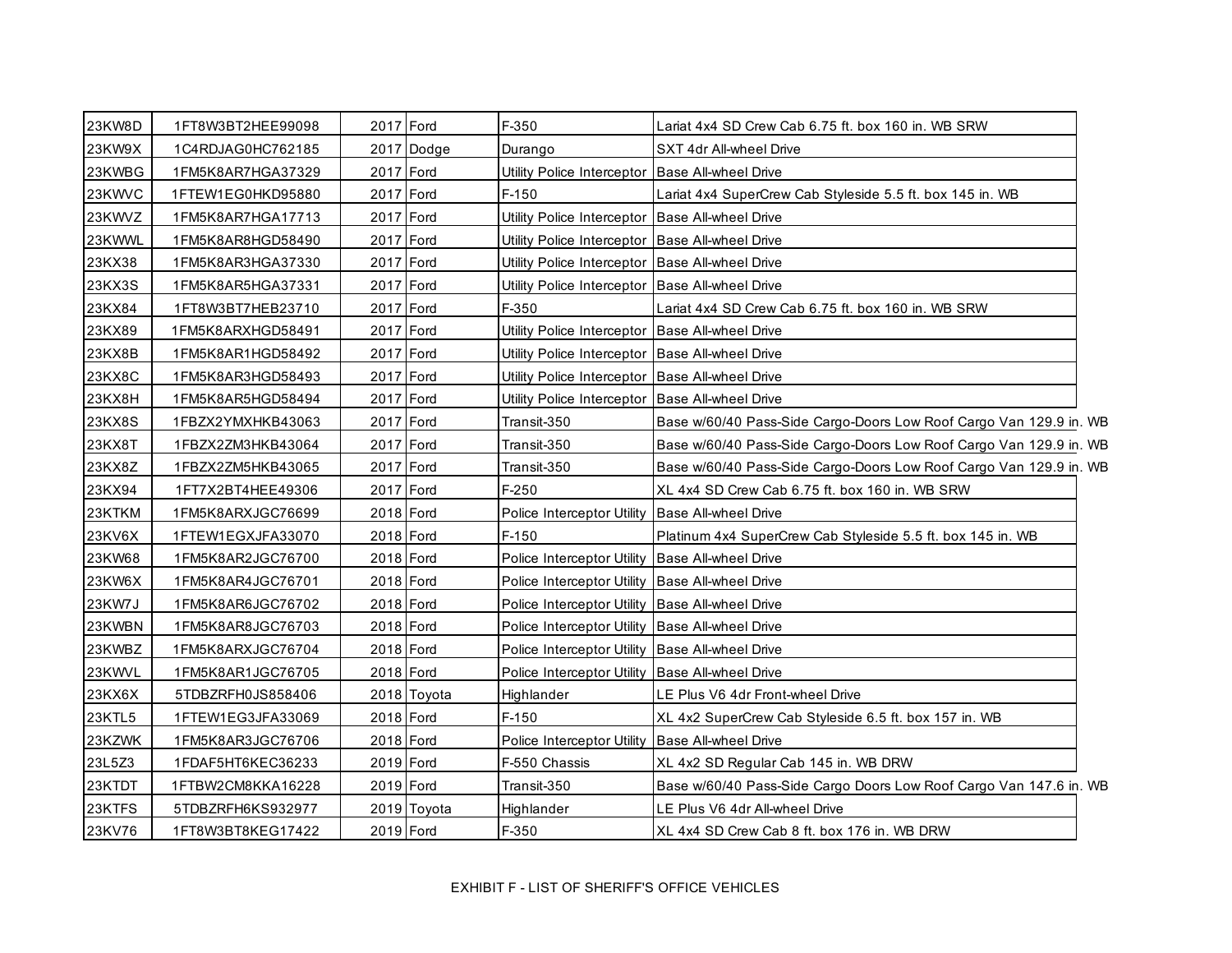| | | | | | |
|---|---|---|---|---|---|
| 23KW8D | 1FT8W3BT2HEE99098 | 2017 | Ford | F-350 | Lariat 4x4 SD Crew Cab 6.75 ft. box 160 in. WB SRW |
| 23KW9X | 1C4RDJAG0HC762185 | 2017 | Dodge | Durango | SXT 4dr All-wheel Drive |
| 23KWBG | 1FM5K8AR7HGA37329 | 2017 | Ford | Utility Police Interceptor | Base All-wheel Drive |
| 23KWVC | 1FTEW1EG0HKD95880 | 2017 | Ford | F-150 | Lariat 4x4 SuperCrew Cab Styleside 5.5 ft. box 145 in. WB |
| 23KWVZ | 1FM5K8AR7HGA17713 | 2017 | Ford | Utility Police Interceptor | Base All-wheel Drive |
| 23KWWL | 1FM5K8AR8HGD58490 | 2017 | Ford | Utility Police Interceptor | Base All-wheel Drive |
| 23KX38 | 1FM5K8AR3HGA37330 | 2017 | Ford | Utility Police Interceptor | Base All-wheel Drive |
| 23KX3S | 1FM5K8AR5HGA37331 | 2017 | Ford | Utility Police Interceptor | Base All-wheel Drive |
| 23KX84 | 1FT8W3BT7HEB23710 | 2017 | Ford | F-350 | Lariat 4x4 SD Crew Cab 6.75 ft. box 160 in. WB SRW |
| 23KX89 | 1FM5K8ARXHGD58491 | 2017 | Ford | Utility Police Interceptor | Base All-wheel Drive |
| 23KX8B | 1FM5K8AR1HGD58492 | 2017 | Ford | Utility Police Interceptor | Base All-wheel Drive |
| 23KX8C | 1FM5K8AR3HGD58493 | 2017 | Ford | Utility Police Interceptor | Base All-wheel Drive |
| 23KX8H | 1FM5K8AR5HGD58494 | 2017 | Ford | Utility Police Interceptor | Base All-wheel Drive |
| 23KX8S | 1FBZX2YMXHKB43063 | 2017 | Ford | Transit-350 | Base w/60/40 Pass-Side Cargo-Doors Low Roof Cargo Van 129.9 in. WB |
| 23KX8T | 1FBZX2ZM3HKB43064 | 2017 | Ford | Transit-350 | Base w/60/40 Pass-Side Cargo-Doors Low Roof Cargo Van 129.9 in. WB |
| 23KX8Z | 1FBZX2ZM5HKB43065 | 2017 | Ford | Transit-350 | Base w/60/40 Pass-Side Cargo-Doors Low Roof Cargo Van 129.9 in. WB |
| 23KX94 | 1FT7X2BT4HEE49306 | 2017 | Ford | F-250 | XL 4x4 SD Crew Cab 6.75 ft. box 160 in. WB SRW |
| 23KTKM | 1FM5K8ARXJGC76699 | 2018 | Ford | Police Interceptor Utility | Base All-wheel Drive |
| 23KV6X | 1FTEW1EGXJFA33070 | 2018 | Ford | F-150 | Platinum 4x4 SuperCrew Cab Styleside 5.5 ft. box 145 in. WB |
| 23KW68 | 1FM5K8AR2JGC76700 | 2018 | Ford | Police Interceptor Utility | Base All-wheel Drive |
| 23KW6X | 1FM5K8AR4JGC76701 | 2018 | Ford | Police Interceptor Utility | Base All-wheel Drive |
| 23KW7J | 1FM5K8AR6JGC76702 | 2018 | Ford | Police Interceptor Utility | Base All-wheel Drive |
| 23KWBN | 1FM5K8AR8JGC76703 | 2018 | Ford | Police Interceptor Utility | Base All-wheel Drive |
| 23KWBZ | 1FM5K8ARXJGC76704 | 2018 | Ford | Police Interceptor Utility | Base All-wheel Drive |
| 23KWVL | 1FM5K8AR1JGC76705 | 2018 | Ford | Police Interceptor Utility | Base All-wheel Drive |
| 23KX6X | 5TDBZRFH0JS858406 | 2018 | Toyota | Highlander | LE Plus V6 4dr Front-wheel Drive |
| 23KTL5 | 1FTEW1EG3JFA33069 | 2018 | Ford | F-150 | XL 4x2 SuperCrew Cab Styleside 6.5 ft. box 157 in. WB |
| 23KZWK | 1FM5K8AR3JGC76706 | 2018 | Ford | Police Interceptor Utility | Base All-wheel Drive |
| 23L5Z3 | 1FDAF5HT6KEC36233 | 2019 | Ford | F-550 Chassis | XL 4x2 SD Regular Cab 145 in. WB DRW |
| 23KTDT | 1FTBW2CM8KKA16228 | 2019 | Ford | Transit-350 | Base w/60/40 Pass-Side Cargo Doors Low Roof Cargo Van 147.6 in. WB |
| 23KTFS | 5TDBZRFH6KS932977 | 2019 | Toyota | Highlander | LE Plus V6 4dr All-wheel Drive |
| 23KV76 | 1FT8W3BT8KEG17422 | 2019 | Ford | F-350 | XL 4x4 SD Crew Cab 8 ft. box 176 in. WB DRW |

EXHIBIT F - LIST OF SHERIFF'S OFFICE VEHICLES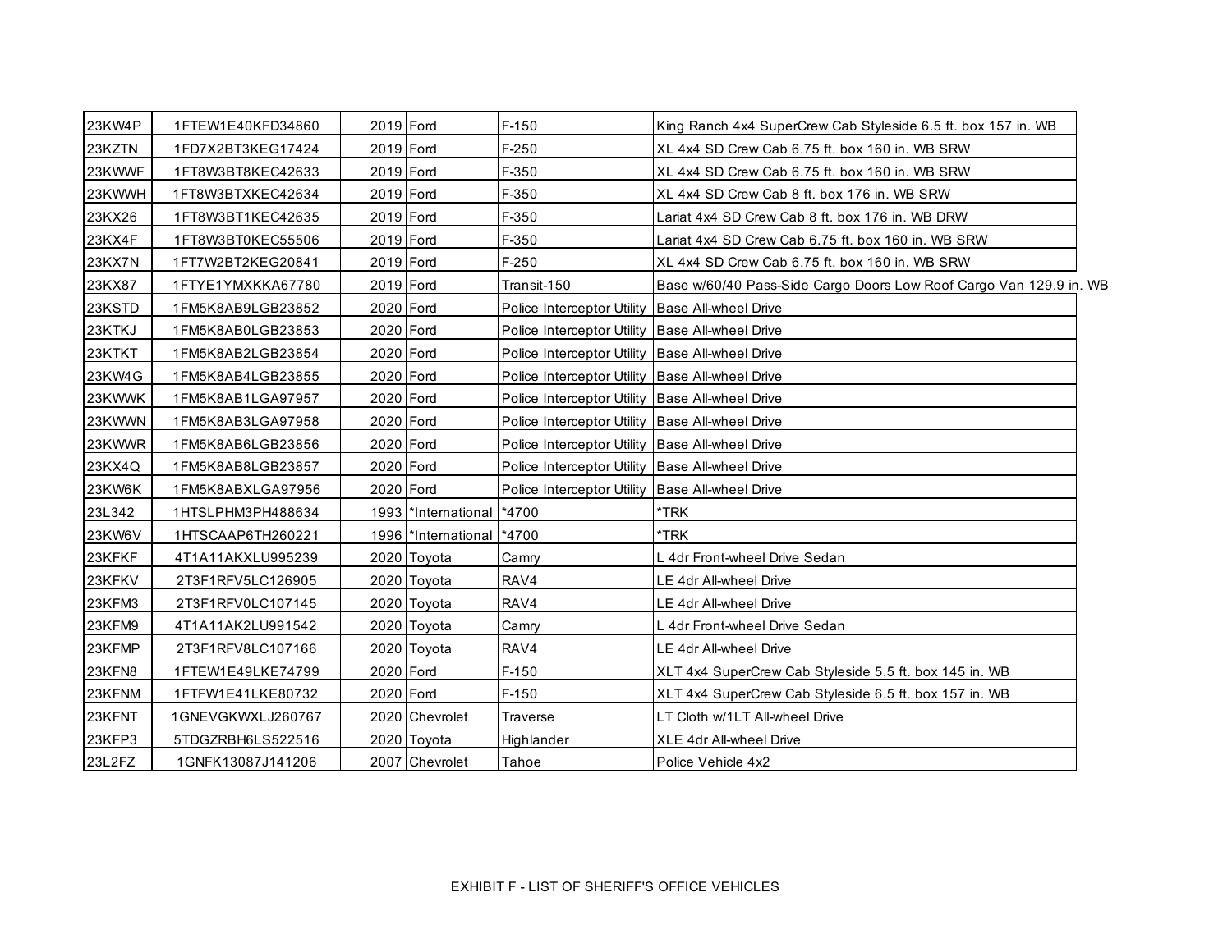| | | | | | |
|---|---|---|---|---|---|
| 23KW4P | 1FTEW1E40KFD34860 | 2019 | Ford | F-150 | King Ranch 4x4 SuperCrew Cab Styleside 6.5 ft. box 157 in. WB |
| 23KZTN | 1FD7X2BT3KEG17424 | 2019 | Ford | F-250 | XL 4x4 SD Crew Cab 6.75 ft. box 160 in. WB SRW |
| 23KWWF | 1FT8W3BT8KEC42633 | 2019 | Ford | F-350 | XL 4x4 SD Crew Cab 6.75 ft. box 160 in. WB SRW |
| 23KWWH | 1FT8W3BTXKEC42634 | 2019 | Ford | F-350 | XL 4x4 SD Crew Cab 8 ft. box 176 in. WB SRW |
| 23KX26 | 1FT8W3BT1KEC42635 | 2019 | Ford | F-350 | Lariat 4x4 SD Crew Cab 8 ft. box 176 in. WB DRW |
| 23KX4F | 1FT8W3BT0KEC55506 | 2019 | Ford | F-350 | Lariat 4x4 SD Crew Cab 6.75 ft. box 160 in. WB SRW |
| 23KX7N | 1FT7W2BT2KEG20841 | 2019 | Ford | F-250 | XL 4x4 SD Crew Cab 6.75 ft. box 160 in. WB SRW |
| 23KX87 | 1FTYE1YMXKKA67780 | 2019 | Ford | Transit-150 | Base w/60/40 Pass-Side Cargo Doors Low Roof Cargo Van 129.9 in. WB |
| 23KSTD | 1FM5K8AB9LGB23852 | 2020 | Ford | Police Interceptor Utility | Base All-wheel Drive |
| 23KTKJ | 1FM5K8AB0LGB23853 | 2020 | Ford | Police Interceptor Utility | Base All-wheel Drive |
| 23KTKT | 1FM5K8AB2LGB23854 | 2020 | Ford | Police Interceptor Utility | Base All-wheel Drive |
| 23KW4G | 1FM5K8AB4LGB23855 | 2020 | Ford | Police Interceptor Utility | Base All-wheel Drive |
| 23KWWK | 1FM5K8AB1LGA97957 | 2020 | Ford | Police Interceptor Utility | Base All-wheel Drive |
| 23KWWN | 1FM5K8AB3LGA97958 | 2020 | Ford | Police Interceptor Utility | Base All-wheel Drive |
| 23KWWR | 1FM5K8AB6LGB23856 | 2020 | Ford | Police Interceptor Utility | Base All-wheel Drive |
| 23KX4Q | 1FM5K8AB8LGB23857 | 2020 | Ford | Police Interceptor Utility | Base All-wheel Drive |
| 23KW6K | 1FM5K8ABXLGA97956 | 2020 | Ford | Police Interceptor Utility | Base All-wheel Drive |
| 23L342 | 1HTSLPHM3PH488634 | 1993 | *International | *4700 | *TRK |
| 23KW6V | 1HTSCAAP6TH260221 | 1996 | *International | *4700 | *TRK |
| 23KFKF | 4T1A11AKXLU995239 | 2020 | Toyota | Camry | L 4dr Front-wheel Drive Sedan |
| 23KFKV | 2T3F1RFV5LC126905 | 2020 | Toyota | RAV4 | LE 4dr All-wheel Drive |
| 23KFM3 | 2T3F1RFV0LC107145 | 2020 | Toyota | RAV4 | LE 4dr All-wheel Drive |
| 23KFM9 | 4T1A11AK2LU991542 | 2020 | Toyota | Camry | L 4dr Front-wheel Drive Sedan |
| 23KFMP | 2T3F1RFV8LC107166 | 2020 | Toyota | RAV4 | LE 4dr All-wheel Drive |
| 23KFN8 | 1FTEW1E49LKE74799 | 2020 | Ford | F-150 | XLT 4x4 SuperCrew Cab Styleside 5.5 ft. box 145 in. WB |
| 23KFNM | 1FTFW1E41LKE80732 | 2020 | Ford | F-150 | XLT 4x4 SuperCrew Cab Styleside 6.5 ft. box 157 in. WB |
| 23KFNT | 1GNEVGKWXLJ260767 | 2020 | Chevrolet | Traverse | LT Cloth w/1LT All-wheel Drive |
| 23KFP3 | 5TDGZRBH6LS522516 | 2020 | Toyota | Highlander | XLE 4dr All-wheel Drive |
| 23L2FZ | 1GNFK13087J141206 | 2007 | Chevrolet | Tahoe | Police Vehicle 4x2 |

EXHIBIT F - LIST OF SHERIFF'S OFFICE VEHICLES